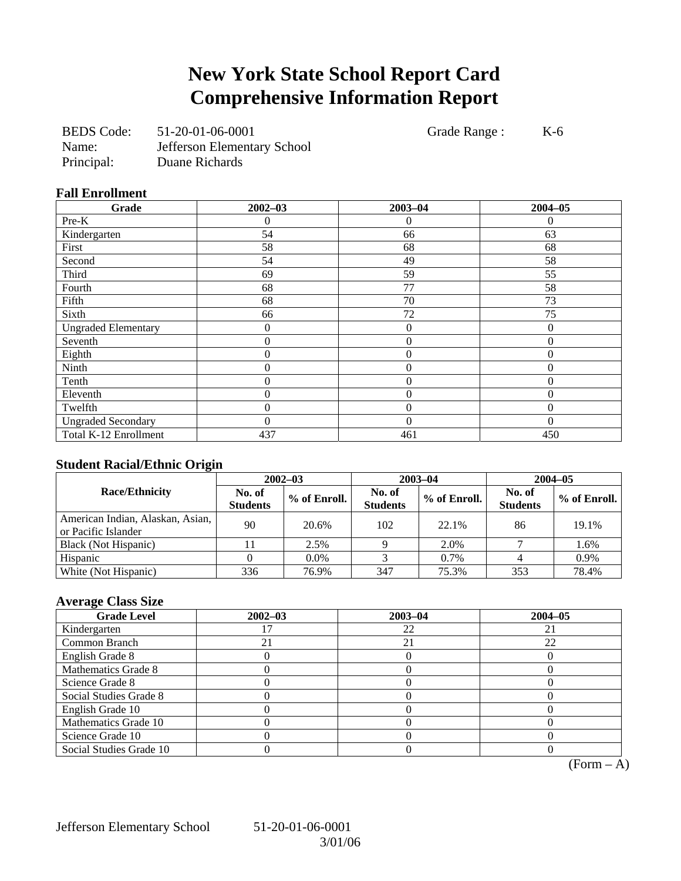# New York State School Report Card
# Comprehensive Information Report

BEDS Code: 51-20-01-06-0001 Grade Range : K-6
Name: Jefferson Elementary School
Principal: Duane Richards

### Fall Enrollment

| Grade | 2002–03 | 2003–04 | 2004–05 |
|---|---|---|---|
| Pre-K | 0 | 0 | 0 |
| Kindergarten | 54 | 66 | 63 |
| First | 58 | 68 | 68 |
| Second | 54 | 49 | 58 |
| Third | 69 | 59 | 55 |
| Fourth | 68 | 77 | 58 |
| Fifth | 68 | 70 | 73 |
| Sixth | 66 | 72 | 75 |
| Ungraded Elementary | 0 | 0 | 0 |
| Seventh | 0 | 0 | 0 |
| Eighth | 0 | 0 | 0 |
| Ninth | 0 | 0 | 0 |
| Tenth | 0 | 0 | 0 |
| Eleventh | 0 | 0 | 0 |
| Twelfth | 0 | 0 | 0 |
| Ungraded Secondary | 0 | 0 | 0 |
| Total K-12 Enrollment | 437 | 461 | 450 |

### Student Racial/Ethnic Origin

| Race/Ethnicity | 2002–03 | | 2003–04 | | 2004–05 | |
|---|---|---|---|---|---|---|
| | No. of Students | % of Enroll. | No. of Students | % of Enroll. | No. of Students | % of Enroll. |
| American Indian, Alaskan, Asian, or Pacific Islander | 90 | 20.6% | 102 | 22.1% | 86 | 19.1% |
| Black (Not Hispanic) | 11 | 2.5% | 9 | 2.0% | 7 | 1.6% |
| Hispanic | 0 | 0.0% | 3 | 0.7% | 4 | 0.9% |
| White (Not Hispanic) | 336 | 76.9% | 347 | 75.3% | 353 | 78.4% |

### Average Class Size

| Grade Level | 2002–03 | 2003–04 | 2004–05 |
|---|---|---|---|
| Kindergarten | 17 | 22 | 21 |
| Common Branch | 21 | 21 | 22 |
| English Grade 8 | 0 | 0 | 0 |
| Mathematics Grade 8 | 0 | 0 | 0 |
| Science Grade 8 | 0 | 0 | 0 |
| Social Studies Grade 8 | 0 | 0 | 0 |
| English Grade 10 | 0 | 0 | 0 |
| Mathematics Grade 10 | 0 | 0 | 0 |
| Science Grade 10 | 0 | 0 | 0 |
| Social Studies Grade 10 | 0 | 0 | 0 |

(Form – A)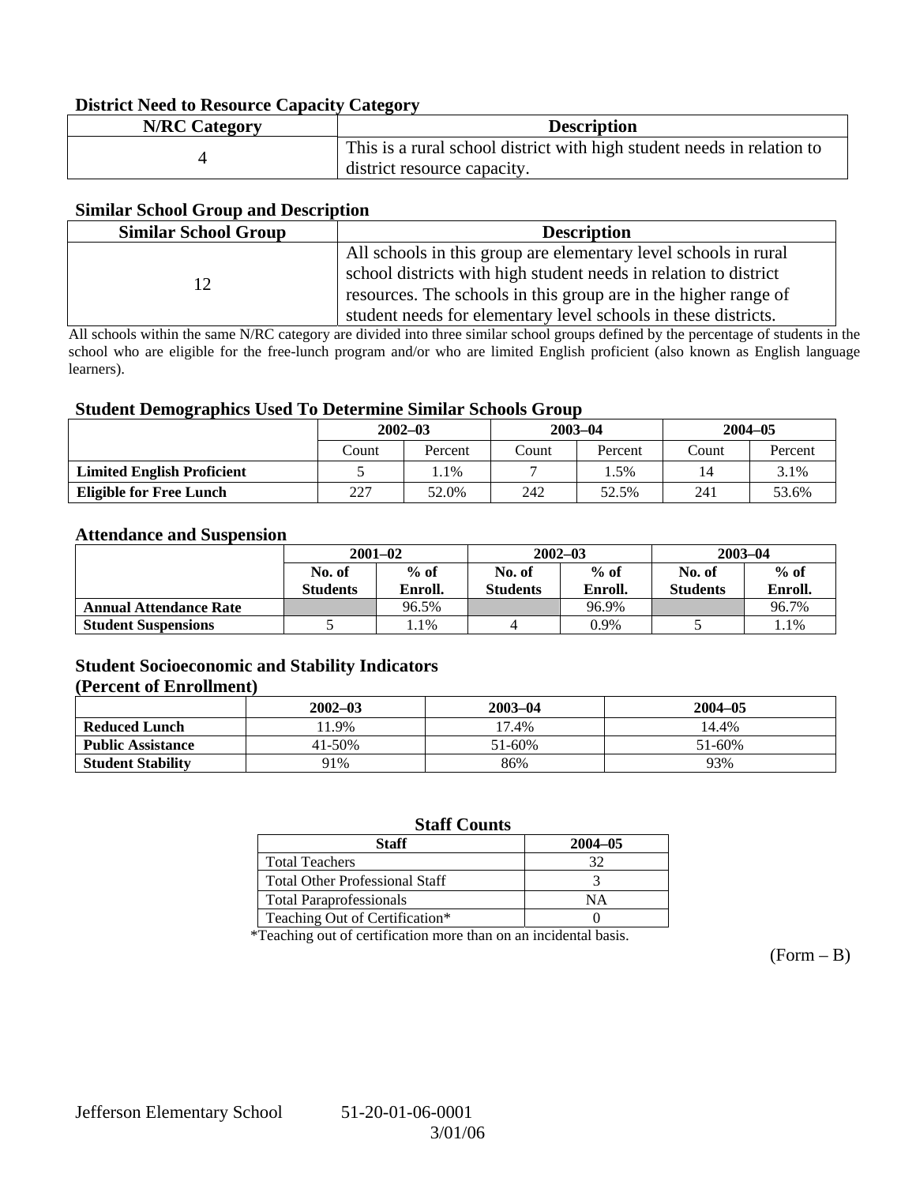### District Need to Resource Capacity Category

| N/RC Category | Description |
|---|---|
| 4 | This is a rural school district with high student needs in relation to district resource capacity. |

### Similar School Group and Description

| Similar School Group | Description |
|---|---|
| 12 | All schools in this group are elementary level schools in rural school districts with high student needs in relation to district resources. The schools in this group are in the higher range of student needs for elementary level schools in these districts. |

All schools within the same N/RC category are divided into three similar school groups defined by the percentage of students in the school who are eligible for the free-lunch program and/or who are limited English proficient (also known as English language learners).

### Student Demographics Used To Determine Similar Schools Group

| | 2002–03 | | 2003–04 | | 2004–05 | |
|---|---|---|---|---|---|---|
| | Count | Percent | Count | Percent | Count | Percent |
| **Limited English Proficient** | 5 | 1.1% | 7 | 1.5% | 14 | 3.1% |
| **Eligible for Free Lunch** | 227 | 52.0% | 242 | 52.5% | 241 | 53.6% |

### Attendance and Suspension

| | 2001–02 | | 2002–03 | | 2003–04 | |
|---|---|---|---|---|---|---|
| | No. of Students | % of Enroll. | No. of Students | % of Enroll. | No. of Students | % of Enroll. |
| **Annual Attendance Rate** | | 96.5% | | 96.9% | | 96.7% |
| **Student Suspensions** | 5 | 1.1% | 4 | 0.9% | 5 | 1.1% |

### Student Socioeconomic and Stability Indicators (Percent of Enrollment)

| | 2002–03 | 2003–04 | 2004–05 |
|---|---|---|---|
| **Reduced Lunch** | 11.9% | 17.4% | 14.4% |
| **Public Assistance** | 41-50% | 51-60% | 51-60% |
| **Student Stability** | 91% | 86% | 93% |

### Staff Counts

| Staff | 2004–05 |
|---|---|
| Total Teachers | 32 |
| Total Other Professional Staff | 3 |
| Total Paraprofessionals | NA |
| Teaching Out of Certification* | 0 |

*Teaching out of certification more than on an incidental basis.

(Form – B)

Jefferson Elementary School 51-20-01-06-0001
3/01/06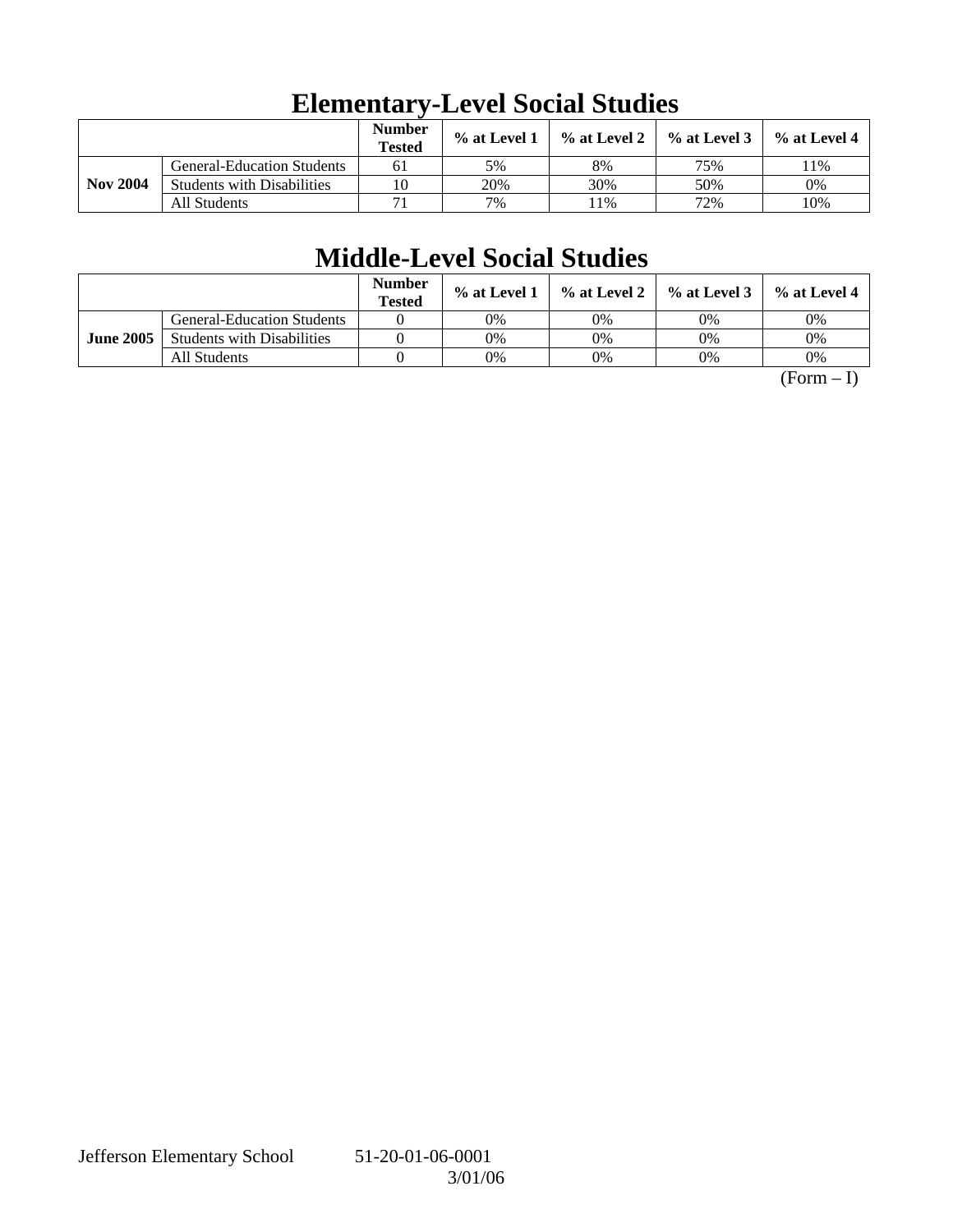# Elementary-Level Social Studies

| | | Number Tested | % at Level 1 | % at Level 2 | % at Level 3 | % at Level 4 |
|---|---|---|---|---|---|---|
| **Nov 2004** | General-Education Students | 61 | 5% | 8% | 75% | 11% |
| | Students with Disabilities | 10 | 20% | 30% | 50% | 0% |
| | All Students | 71 | 7% | 11% | 72% | 10% |

# Middle-Level Social Studies

| | | Number Tested | % at Level 1 | % at Level 2 | % at Level 3 | % at Level 4 |
|---|---|---|---|---|---|---|
| **June 2005** | General-Education Students | 0 | 0% | 0% | 0% | 0% |
| | Students with Disabilities | 0 | 0% | 0% | 0% | 0% |
| | All Students | 0 | 0% | 0% | 0% | 0% |

(Form – I)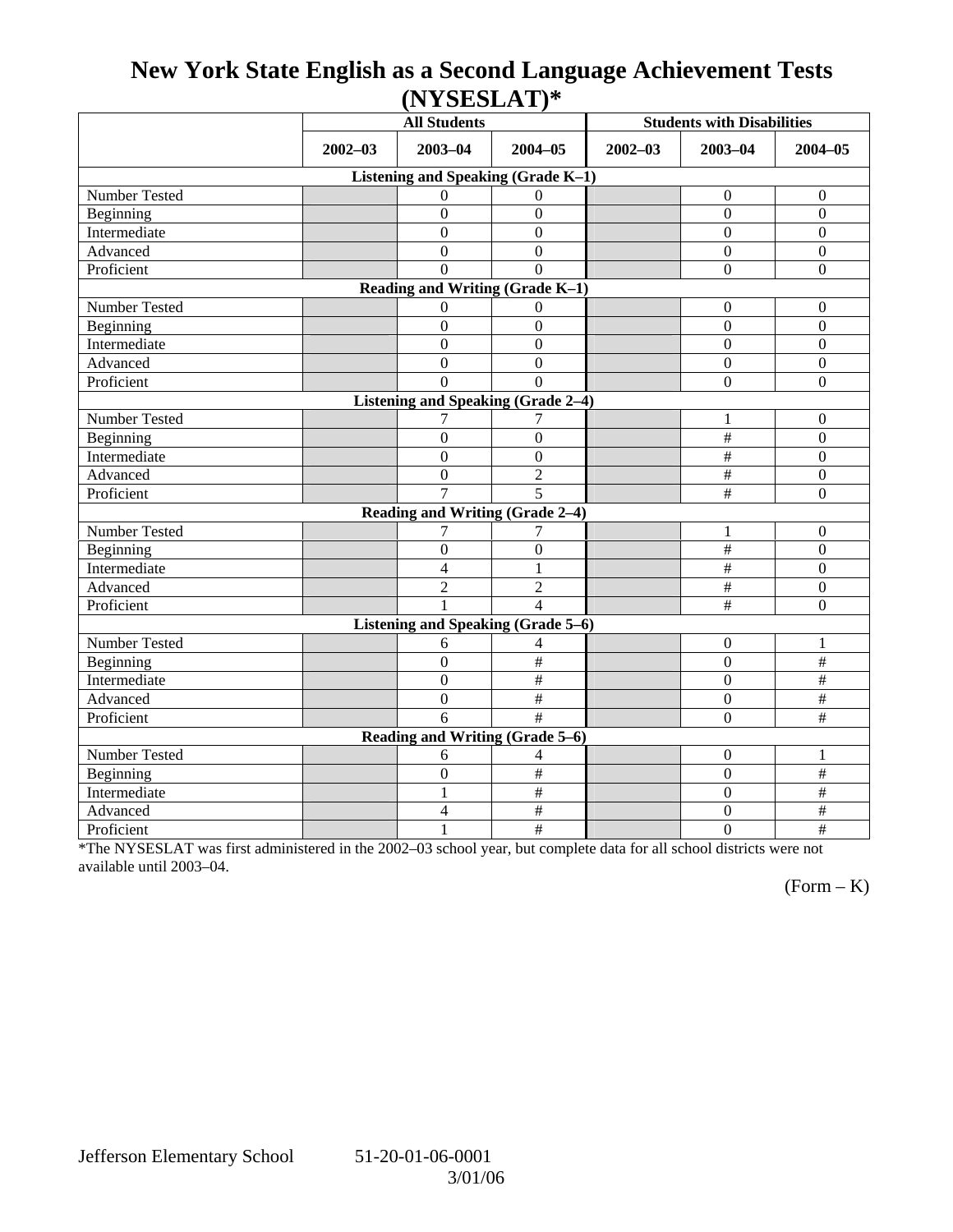# New York State English as a Second Language Achievement Tests (NYSESLAT)*

| | All Students | | | Students with Disabilities | | |
|---|---|---|---|---|---|---|
| | 2002–03 | 2003–04 | 2004–05 | 2002–03 | 2003–04 | 2004–05 |
| **Listening and Speaking (Grade K–1)** | | | | | | |
| Number Tested | | 0 | 0 | | 0 | 0 |
| Beginning | | 0 | 0 | | 0 | 0 |
| Intermediate | | 0 | 0 | | 0 | 0 |
| Advanced | | 0 | 0 | | 0 | 0 |
| Proficient | | 0 | 0 | | 0 | 0 |
| **Reading and Writing (Grade K–1)** | | | | | | |
| Number Tested | | 0 | 0 | | 0 | 0 |
| Beginning | | 0 | 0 | | 0 | 0 |
| Intermediate | | 0 | 0 | | 0 | 0 |
| Advanced | | 0 | 0 | | 0 | 0 |
| Proficient | | 0 | 0 | | 0 | 0 |
| **Listening and Speaking (Grade 2–4)** | | | | | | |
| Number Tested | | 7 | 7 | | 1 | 0 |
| Beginning | | 0 | 0 | | # | 0 |
| Intermediate | | 0 | 0 | | # | 0 |
| Advanced | | 0 | 2 | | # | 0 |
| Proficient | | 7 | 5 | | # | 0 |
| **Reading and Writing (Grade 2–4)** | | | | | | |
| Number Tested | | 7 | 7 | | 1 | 0 |
| Beginning | | 0 | 0 | | # | 0 |
| Intermediate | | 4 | 1 | | # | 0 |
| Advanced | | 2 | 2 | | # | 0 |
| Proficient | | 1 | 4 | | # | 0 |
| **Listening and Speaking (Grade 5–6)** | | | | | | |
| Number Tested | | 6 | 4 | | 0 | 1 |
| Beginning | | 0 | # | | 0 | # |
| Intermediate | | 0 | # | | 0 | # |
| Advanced | | 0 | # | | 0 | # |
| Proficient | | 6 | # | | 0 | # |
| **Reading and Writing (Grade 5–6)** | | | | | | |
| Number Tested | | 6 | 4 | | 0 | 1 |
| Beginning | | 0 | # | | 0 | # |
| Intermediate | | 1 | # | | 0 | # |
| Advanced | | 4 | # | | 0 | # |
| Proficient | | 1 | # | | 0 | # |

*The NYSESLAT was first administered in the 2002–03 school year, but complete data for all school districts were not available until 2003–04.

(Form – K)

Jefferson Elementary School 51-20-01-06-0001

3/01/06